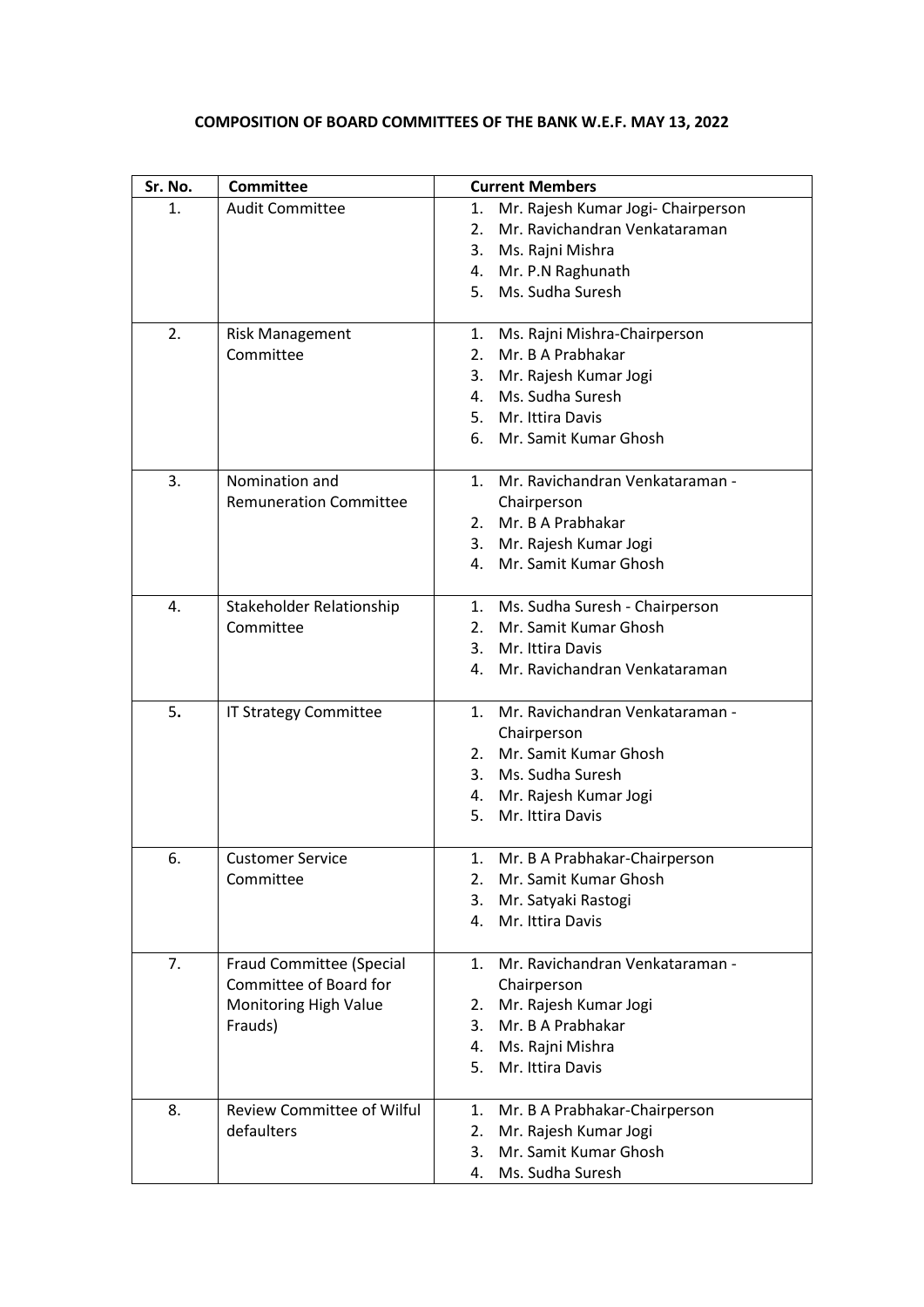**COMPOSITION OF BOARD COMMITTEES OF THE BANK W.E.F. MAY 13, 2022**

| Sr. No. | Committee | Current Members |
|---|---|---|
| 1. | Audit Committee | 1. Mr. Rajesh Kumar Jogi- Chairperson<br>2. Mr. Ravichandran Venkataraman<br>3. Ms. Rajni Mishra<br>4. Mr. P.N Raghunath<br>5. Ms. Sudha Suresh |
| 2. | Risk Management Committee | 1. Ms. Rajni Mishra-Chairperson<br>2. Mr. B A Prabhakar<br>3. Mr. Rajesh Kumar Jogi<br>4. Ms. Sudha Suresh<br>5. Mr. Ittira Davis<br>6. Mr. Samit Kumar Ghosh |
| 3. | Nomination and Remuneration Committee | 1. Mr. Ravichandran Venkataraman - Chairperson<br>2. Mr. B A Prabhakar<br>3. Mr. Rajesh Kumar Jogi<br>4. Mr. Samit Kumar Ghosh |
| 4. | Stakeholder Relationship Committee | 1. Ms. Sudha Suresh - Chairperson<br>2. Mr. Samit Kumar Ghosh<br>3. Mr. Ittira Davis<br>4. Mr. Ravichandran Venkataraman |
| 5. | IT Strategy Committee | 1. Mr. Ravichandran Venkataraman - Chairperson<br>2. Mr. Samit Kumar Ghosh<br>3. Ms. Sudha Suresh<br>4. Mr. Rajesh Kumar Jogi<br>5. Mr. Ittira Davis |
| 6. | Customer Service Committee | 1. Mr. B A Prabhakar-Chairperson<br>2. Mr. Samit Kumar Ghosh<br>3. Mr. Satyaki Rastogi<br>4. Mr. Ittira Davis |
| 7. | Fraud Committee (Special Committee of Board for Monitoring High Value Frauds) | 1. Mr. Ravichandran Venkataraman - Chairperson<br>2. Mr. Rajesh Kumar Jogi<br>3. Mr. B A Prabhakar<br>4. Ms. Rajni Mishra<br>5. Mr. Ittira Davis |
| 8. | Review Committee of Wilful defaulters | 1. Mr. B A Prabhakar-Chairperson<br>2. Mr. Rajesh Kumar Jogi<br>3. Mr. Samit Kumar Ghosh<br>4. Ms. Sudha Suresh |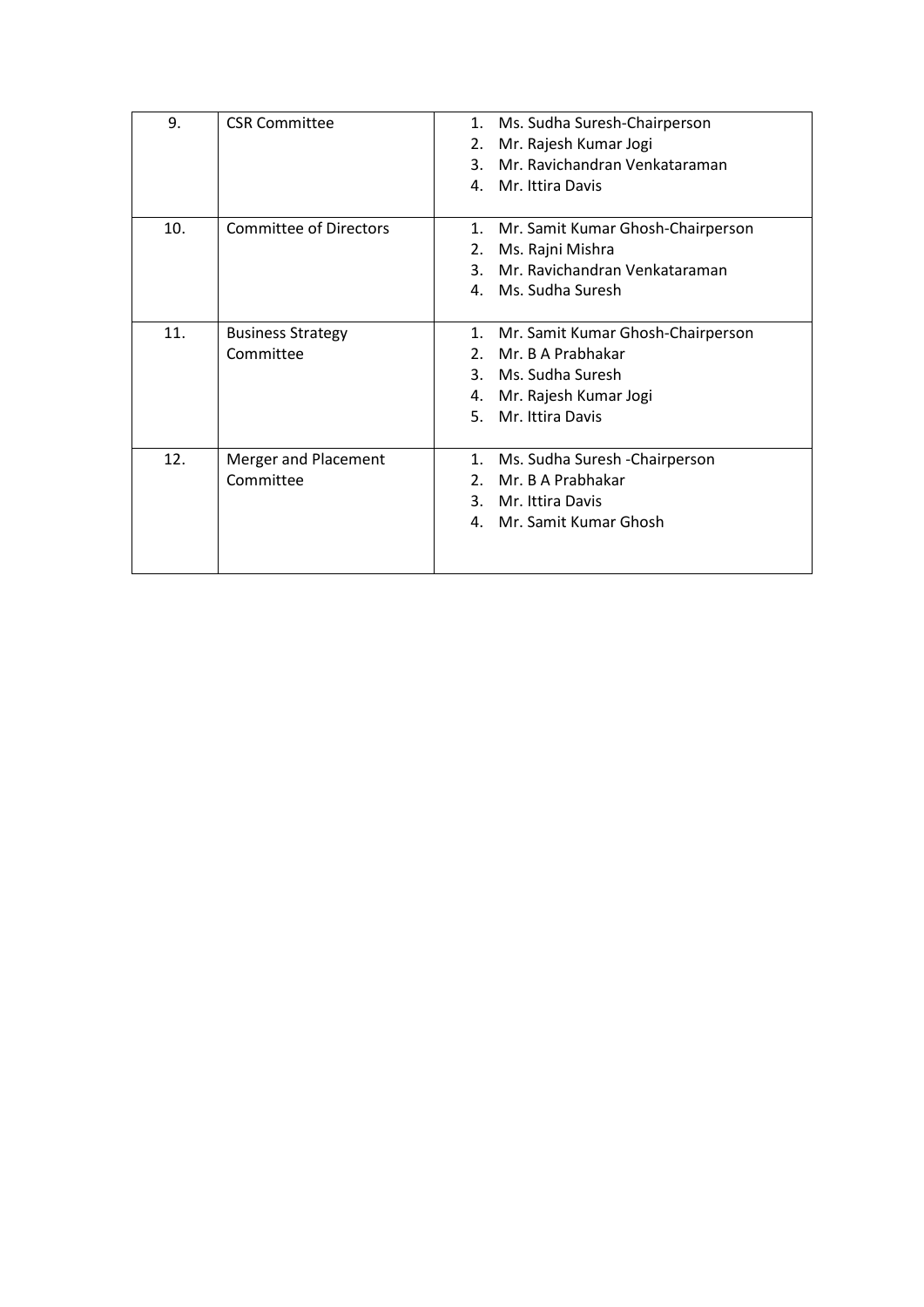| | | |
|---|---|---|
| 9. | CSR Committee | 1. Ms. Sudha Suresh-Chairperson<br>2. Mr. Rajesh Kumar Jogi<br>3. Mr. Ravichandran Venkataraman<br>4. Mr. Ittira Davis |
| 10. | Committee of Directors | 1. Mr. Samit Kumar Ghosh-Chairperson<br>2. Ms. Rajni Mishra<br>3. Mr. Ravichandran Venkataraman<br>4. Ms. Sudha Suresh |
| 11. | Business Strategy Committee | 1. Mr. Samit Kumar Ghosh-Chairperson<br>2. Mr. B A Prabhakar<br>3. Ms. Sudha Suresh<br>4. Mr. Rajesh Kumar Jogi<br>5. Mr. Ittira Davis |
| 12. | Merger and Placement Committee | 1. Ms. Sudha Suresh -Chairperson<br>2. Mr. B A Prabhakar<br>3. Mr. Ittira Davis<br>4. Mr. Samit Kumar Ghosh |